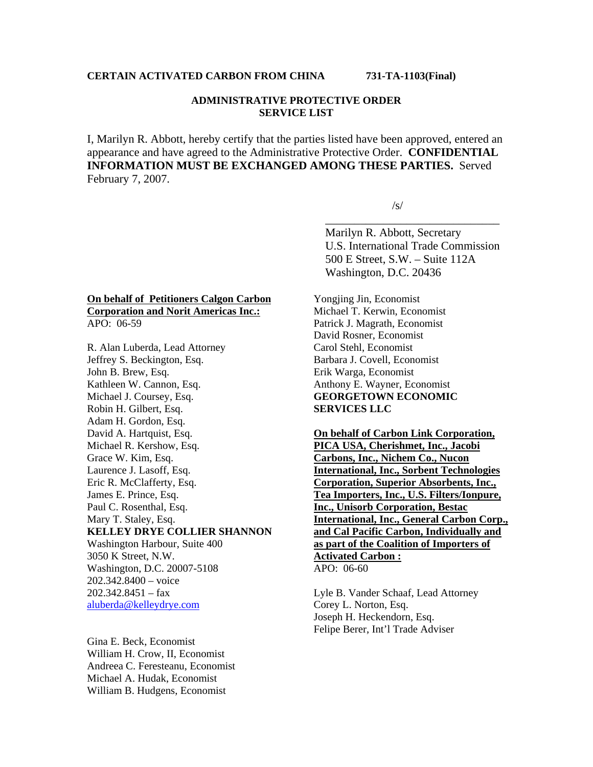**CERTAIN ACTIVATED CARBON FROM CHINA 731-TA-1103(Final)**

**ADMINISTRATIVE PROTECTIVE ORDER SERVICE LIST**

I, Marilyn R. Abbott, hereby certify that the parties listed have been approved, entered an appearance and have agreed to the Administrative Protective Order. **CONFIDENTIAL INFORMATION MUST BE EXCHANGED AMONG THESE PARTIES.** Served February 7, 2007.

/s/

Marilyn R. Abbott, Secretary
U.S. International Trade Commission
500 E Street, S.W. – Suite 112A
Washington, D.C. 20436

**On behalf of Petitioners Calgon Carbon Corporation and Norit Americas Inc.:**
APO: 06-59

R. Alan Luberda, Lead Attorney
Jeffrey S. Beckington, Esq.
John B. Brew, Esq.
Kathleen W. Cannon, Esq.
Michael J. Coursey, Esq.
Robin H. Gilbert, Esq.
Adam H. Gordon, Esq.
David A. Hartquist, Esq.
Michael R. Kershow, Esq.
Grace W. Kim, Esq.
Laurence J. Lasoff, Esq.
Eric R. McClafferty, Esq.
James E. Prince, Esq.
Paul C. Rosenthal, Esq.
Mary T. Staley, Esq.
**KELLEY DRYE COLLIER SHANNON**
Washington Harbour, Suite 400
3050 K Street, N.W.
Washington, D.C. 20007-5108
202.342.8400 – voice
202.342.8451 – fax
aluberda@kelleydrye.com

Gina E. Beck, Economist
William H. Crow, II, Economist
Andreea C. Feresteanu, Economist
Michael A. Hudak, Economist
William B. Hudgens, Economist
Yongjing Jin, Economist
Michael T. Kerwin, Economist
Patrick J. Magrath, Economist
David Rosner, Economist
Carol Stehl, Economist
Barbara J. Covell, Economist
Erik Warga, Economist
Anthony E. Wayner, Economist
**GEORGETOWN ECONOMIC SERVICES LLC**

**On behalf of Carbon Link Corporation, PICA USA, Cherishmet, Inc., Jacobi Carbons, Inc., Nichem Co., Nucon International, Inc., Sorbent Technologies Corporation, Superior Absorbents, Inc., Tea Importers, Inc., U.S. Filters/Ionpure, Inc., Unisorb Corporation, Bestac International, Inc., General Carbon Corp., and Cal Pacific Carbon, Individually and as part of the Coalition of Importers of Activated Carbon :**
APO: 06-60

Lyle B. Vander Schaaf, Lead Attorney
Corey L. Norton, Esq.
Joseph H. Heckendorn, Esq.
Felipe Berer, Int'l Trade Adviser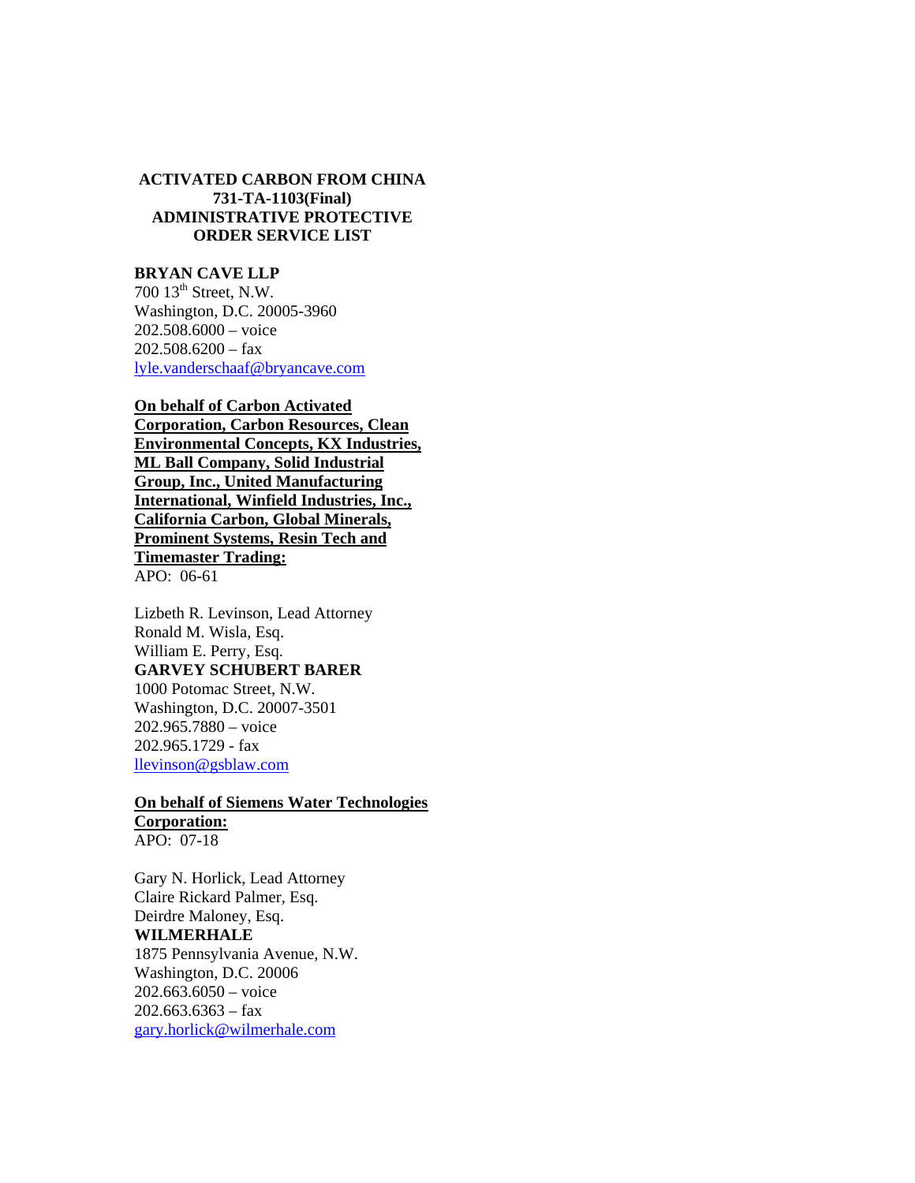**ACTIVATED CARBON FROM CHINA**
**731-TA-1103(Final)**
**ADMINISTRATIVE PROTECTIVE ORDER SERVICE LIST**

**BRYAN CAVE LLP**
700 13th Street, N.W.
Washington, D.C. 20005-3960
202.508.6000 – voice
202.508.6200 – fax
lyle.vanderschaaf@bryancave.com

**On behalf of Carbon Activated Corporation, Carbon Resources, Clean Environmental Concepts, KX Industries, ML Ball Company, Solid Industrial Group, Inc., United Manufacturing International, Winfield Industries, Inc., California Carbon, Global Minerals, Prominent Systems, Resin Tech and Timemaster Trading:**
APO: 06-61

Lizbeth R. Levinson, Lead Attorney
Ronald M. Wisla, Esq.
William E. Perry, Esq.
**GARVEY SCHUBERT BARER**
1000 Potomac Street, N.W.
Washington, D.C. 20007-3501
202.965.7880 – voice
202.965.1729 - fax
llevinson@gsblaw.com

**On behalf of Siemens Water Technologies Corporation:**
APO: 07-18

Gary N. Horlick, Lead Attorney
Claire Rickard Palmer, Esq.
Deirdre Maloney, Esq.
**WILMERHALE**
1875 Pennsylvania Avenue, N.W.
Washington, D.C. 20006
202.663.6050 – voice
202.663.6363 – fax
gary.horlick@wilmerhale.com